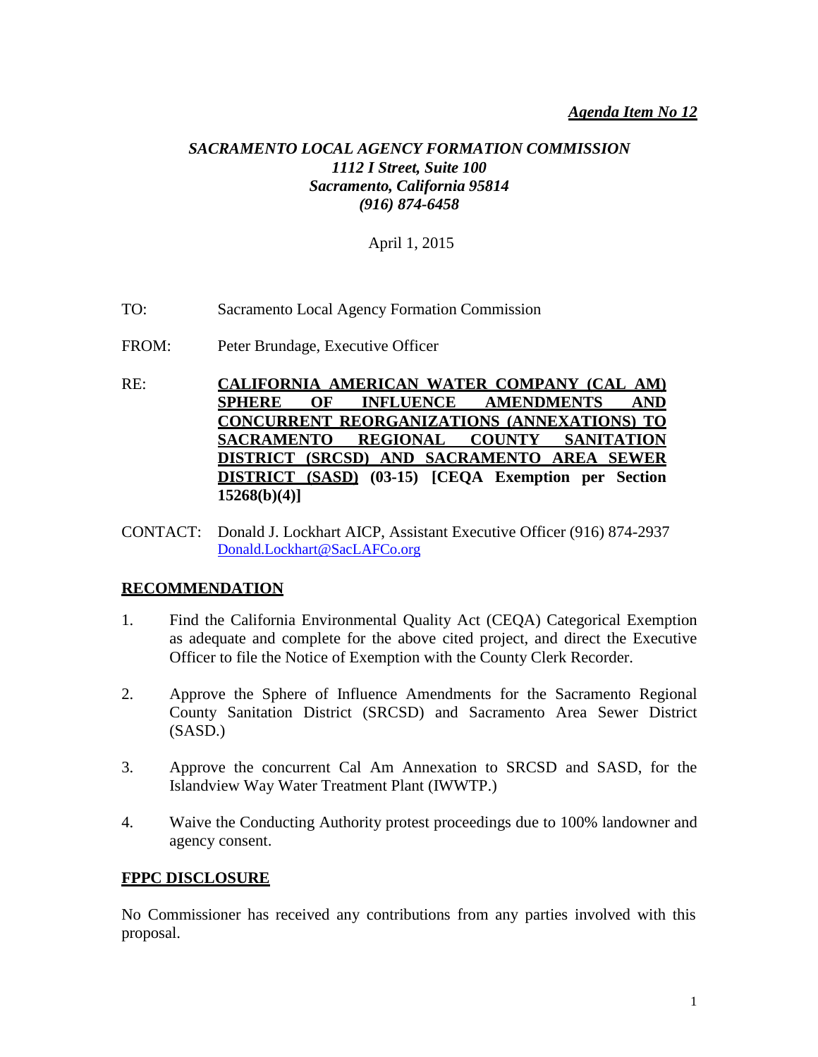*Agenda Item No 12*

***SACRAMENTO LOCAL AGENCY FORMATION COMMISSION***
***1112 I Street, Suite 100***
***Sacramento, California 95814***
***(916) 874-6458***

April 1, 2015

TO: Sacramento Local Agency Formation Commission

FROM: Peter Brundage, Executive Officer

RE: **CALIFORNIA AMERICAN WATER COMPANY (CAL AM) SPHERE OF INFLUENCE AMENDMENTS AND CONCURRENT REORGANIZATIONS (ANNEXATIONS) TO SACRAMENTO REGIONAL COUNTY SANITATION DISTRICT (SRCSD) AND SACRAMENTO AREA SEWER DISTRICT (SASD) (03-15) [CEQA Exemption per Section 15268(b)(4)]**

CONTACT: Donald J. Lockhart AICP, Assistant Executive Officer (916) 874-2937
Donald.Lockhart@SacLAFCo.org

## RECOMMENDATION

1. Find the California Environmental Quality Act (CEQA) Categorical Exemption as adequate and complete for the above cited project, and direct the Executive Officer to file the Notice of Exemption with the County Clerk Recorder.

2. Approve the Sphere of Influence Amendments for the Sacramento Regional County Sanitation District (SRCSD) and Sacramento Area Sewer District (SASD.)

3. Approve the concurrent Cal Am Annexation to SRCSD and SASD, for the Islandview Way Water Treatment Plant (IWWTP.)

4. Waive the Conducting Authority protest proceedings due to 100% landowner and agency consent.

## FPPC DISCLOSURE

No Commissioner has received any contributions from any parties involved with this proposal.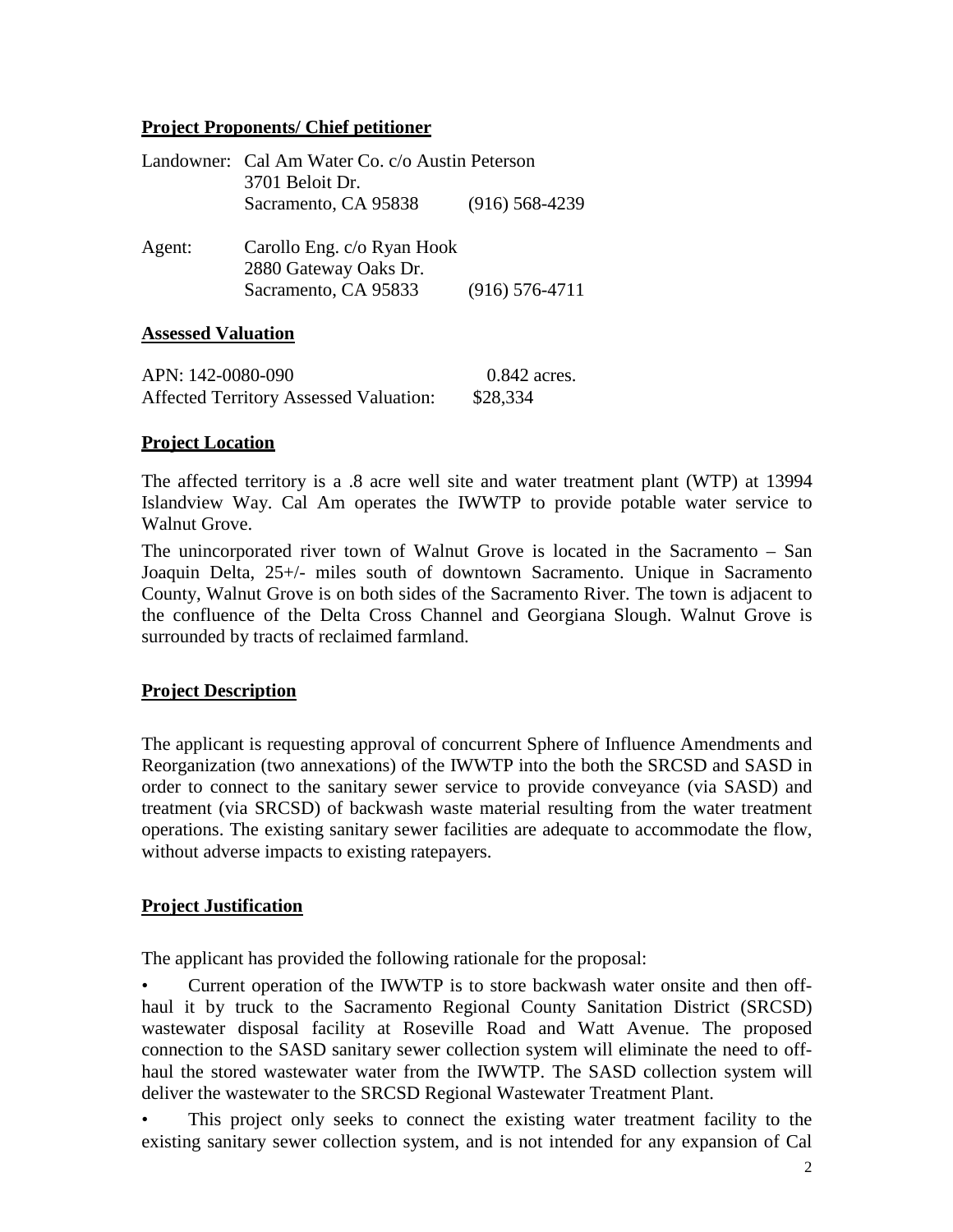**Project Proponents/ Chief petitioner**

Landowner: Cal Am Water Co. c/o Austin Peterson
3701 Beloit Dr.
Sacramento, CA 95838 (916) 568-4239

Agent: Carollo Eng. c/o Ryan Hook
2880 Gateway Oaks Dr.
Sacramento, CA 95833 (916) 576-4711

**Assessed Valuation**

APN: 142-0080-090 0.842 acres.
Affected Territory Assessed Valuation: $28,334

**Project Location**

The affected territory is a .8 acre well site and water treatment plant (WTP) at 13994 Islandview Way. Cal Am operates the IWWTP to provide potable water service to Walnut Grove.

The unincorporated river town of Walnut Grove is located in the Sacramento – San Joaquin Delta, 25+/- miles south of downtown Sacramento. Unique in Sacramento County, Walnut Grove is on both sides of the Sacramento River. The town is adjacent to the confluence of the Delta Cross Channel and Georgiana Slough. Walnut Grove is surrounded by tracts of reclaimed farmland.

**Project Description**

The applicant is requesting approval of concurrent Sphere of Influence Amendments and Reorganization (two annexations) of the IWWTP into the both the SRCSD and SASD in order to connect to the sanitary sewer service to provide conveyance (via SASD) and treatment (via SRCSD) of backwash waste material resulting from the water treatment operations. The existing sanitary sewer facilities are adequate to accommodate the flow, without adverse impacts to existing ratepayers.

**Project Justification**

The applicant has provided the following rationale for the proposal:

- Current operation of the IWWTP is to store backwash water onsite and then off-haul it by truck to the Sacramento Regional County Sanitation District (SRCSD) wastewater disposal facility at Roseville Road and Watt Avenue. The proposed connection to the SASD sanitary sewer collection system will eliminate the need to off-haul the stored wastewater water from the IWWTP. The SASD collection system will deliver the wastewater to the SRCSD Regional Wastewater Treatment Plant.
- This project only seeks to connect the existing water treatment facility to the existing sanitary sewer collection system, and is not intended for any expansion of Cal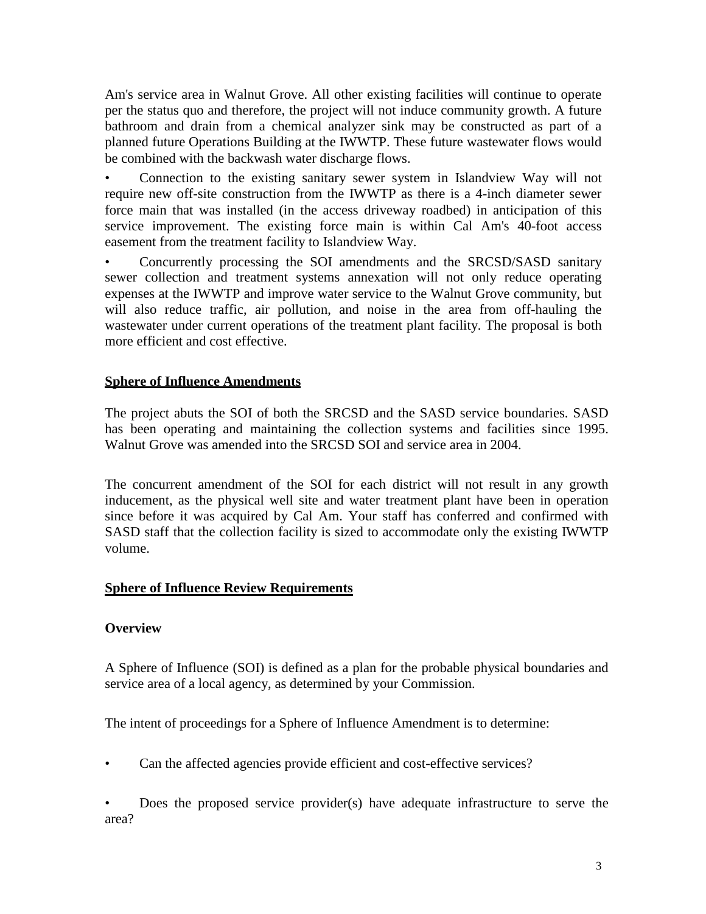Am's service area in Walnut Grove. All other existing facilities will continue to operate per the status quo and therefore, the project will not induce community growth. A future bathroom and drain from a chemical analyzer sink may be constructed as part of a planned future Operations Building at the IWWTP. These future wastewater flows would be combined with the backwash water discharge flows.

- Connection to the existing sanitary sewer system in Islandview Way will not require new off-site construction from the IWWTP as there is a 4-inch diameter sewer force main that was installed (in the access driveway roadbed) in anticipation of this service improvement. The existing force main is within Cal Am's 40-foot access easement from the treatment facility to Islandview Way.

- Concurrently processing the SOI amendments and the SRCSD/SASD sanitary sewer collection and treatment systems annexation will not only reduce operating expenses at the IWWTP and improve water service to the Walnut Grove community, but will also reduce traffic, air pollution, and noise in the area from off-hauling the wastewater under current operations of the treatment plant facility. The proposal is both more efficient and cost effective.

## Sphere of Influence Amendments

The project abuts the SOI of both the SRCSD and the SASD service boundaries. SASD has been operating and maintaining the collection systems and facilities since 1995. Walnut Grove was amended into the SRCSD SOI and service area in 2004.

The concurrent amendment of the SOI for each district will not result in any growth inducement, as the physical well site and water treatment plant have been in operation since before it was acquired by Cal Am. Your staff has conferred and confirmed with SASD staff that the collection facility is sized to accommodate only the existing IWWTP volume.

## Sphere of Influence Review Requirements

### Overview

A Sphere of Influence (SOI) is defined as a plan for the probable physical boundaries and service area of a local agency, as determined by your Commission.

The intent of proceedings for a Sphere of Influence Amendment is to determine:

- Can the affected agencies provide efficient and cost-effective services?

- Does the proposed service provider(s) have adequate infrastructure to serve the area?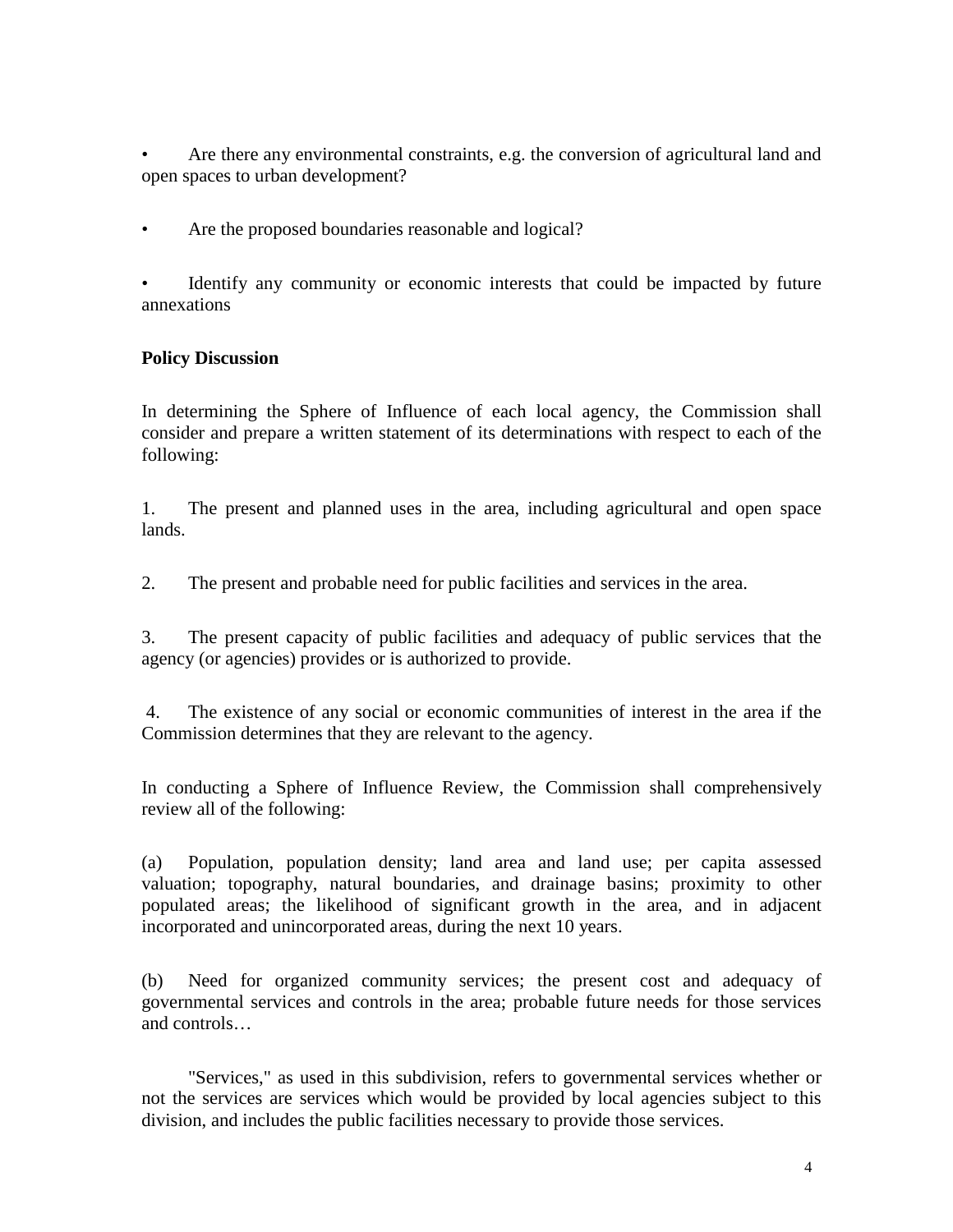- Are there any environmental constraints, e.g. the conversion of agricultural land and open spaces to urban development?

- Are the proposed boundaries reasonable and logical?

- Identify any community or economic interests that could be impacted by future annexations

**Policy Discussion**

In determining the Sphere of Influence of each local agency, the Commission shall consider and prepare a written statement of its determinations with respect to each of the following:

1. The present and planned uses in the area, including agricultural and open space lands.

2. The present and probable need for public facilities and services in the area.

3. The present capacity of public facilities and adequacy of public services that the agency (or agencies) provides or is authorized to provide.

4. The existence of any social or economic communities of interest in the area if the Commission determines that they are relevant to the agency.

In conducting a Sphere of Influence Review, the Commission shall comprehensively review all of the following:

(a) Population, population density; land area and land use; per capita assessed valuation; topography, natural boundaries, and drainage basins; proximity to other populated areas; the likelihood of significant growth in the area, and in adjacent incorporated and unincorporated areas, during the next 10 years.

(b) Need for organized community services; the present cost and adequacy of governmental services and controls in the area; probable future needs for those services and controls…

"Services," as used in this subdivision, refers to governmental services whether or not the services are services which would be provided by local agencies subject to this division, and includes the public facilities necessary to provide those services.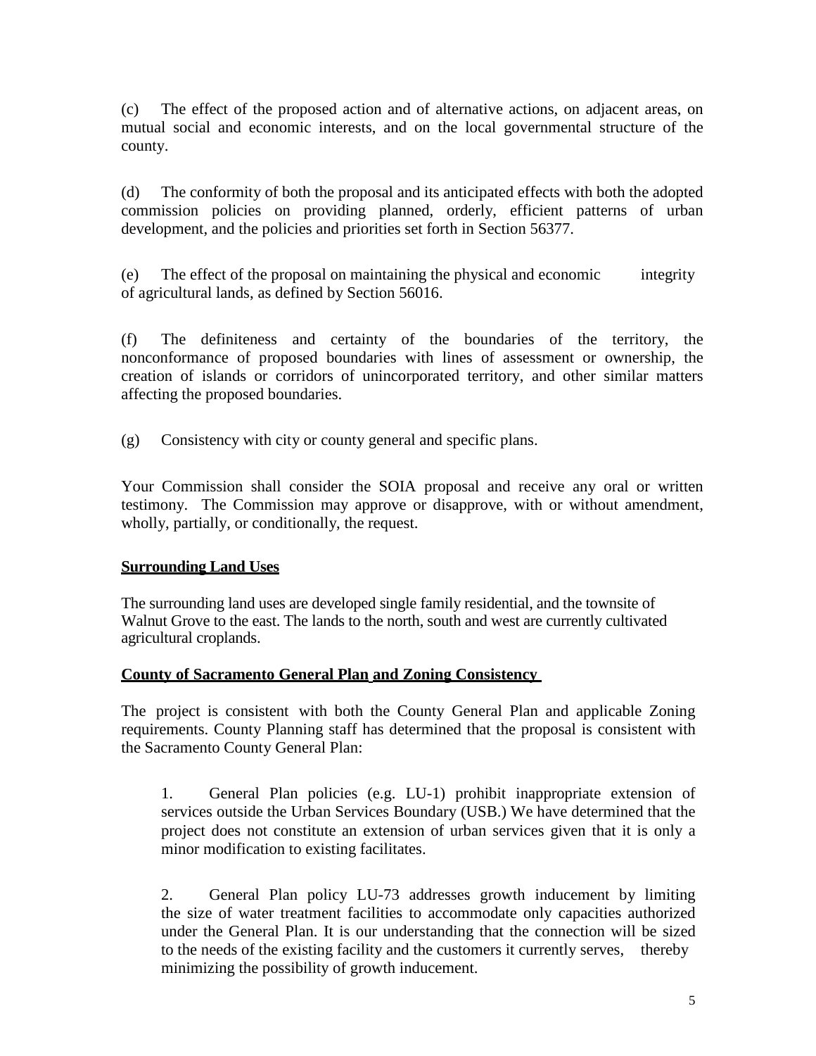(c) The effect of the proposed action and of alternative actions, on adjacent areas, on mutual social and economic interests, and on the local governmental structure of the county.

(d) The conformity of both the proposal and its anticipated effects with both the adopted commission policies on providing planned, orderly, efficient patterns of urban development, and the policies and priorities set forth in Section 56377.

(e) The effect of the proposal on maintaining the physical and economic integrity of agricultural lands, as defined by Section 56016.

(f) The definiteness and certainty of the boundaries of the territory, the nonconformance of proposed boundaries with lines of assessment or ownership, the creation of islands or corridors of unincorporated territory, and other similar matters affecting the proposed boundaries.

(g) Consistency with city or county general and specific plans.

Your Commission shall consider the SOIA proposal and receive any oral or written testimony. The Commission may approve or disapprove, with or without amendment, wholly, partially, or conditionally, the request.

**Surrounding Land Uses**

The surrounding land uses are developed single family residential, and the townsite of Walnut Grove to the east. The lands to the north, south and west are currently cultivated agricultural croplands.

**County of Sacramento General Plan and Zoning Consistency**

The project is consistent with both the County General Plan and applicable Zoning requirements. County Planning staff has determined that the proposal is consistent with the Sacramento County General Plan:

1. General Plan policies (e.g. LU-1) prohibit inappropriate extension of services outside the Urban Services Boundary (USB.) We have determined that the project does not constitute an extension of urban services given that it is only a minor modification to existing facilitates.

2. General Plan policy LU-73 addresses growth inducement by limiting the size of water treatment facilities to accommodate only capacities authorized under the General Plan. It is our understanding that the connection will be sized to the needs of the existing facility and the customers it currently serves, thereby minimizing the possibility of growth inducement.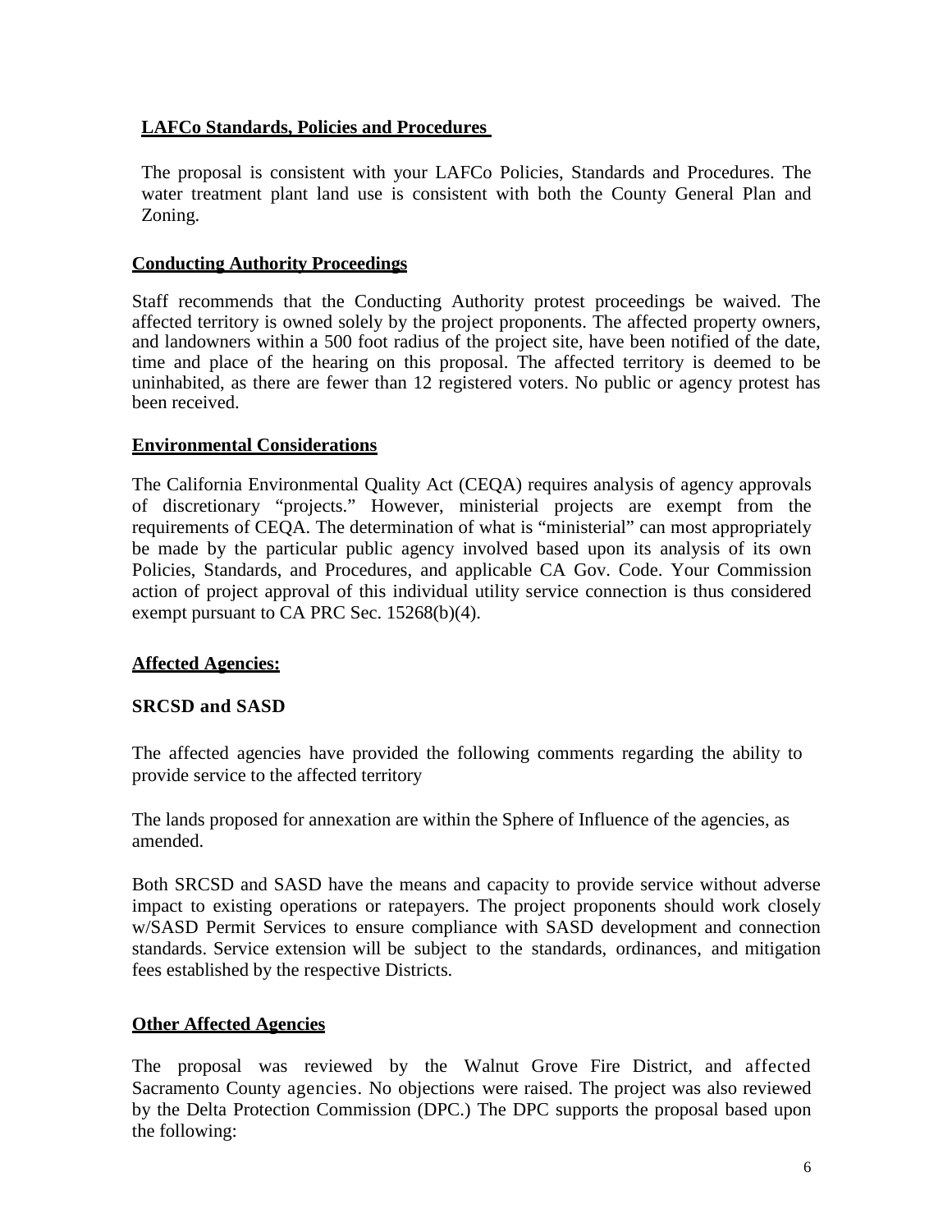**LAFCo Standards, Policies and Procedures**

The proposal is consistent with your LAFCo Policies, Standards and Procedures. The water treatment plant land use is consistent with both the County General Plan and Zoning.

**Conducting Authority Proceedings**

Staff recommends that the Conducting Authority protest proceedings be waived. The affected territory is owned solely by the project proponents. The affected property owners, and landowners within a 500 foot radius of the project site, have been notified of the date, time and place of the hearing on this proposal. The affected territory is deemed to be uninhabited, as there are fewer than 12 registered voters. No public or agency protest has been received.

**Environmental Considerations**

The California Environmental Quality Act (CEQA) requires analysis of agency approvals of discretionary "projects." However, ministerial projects are exempt from the requirements of CEQA. The determination of what is "ministerial" can most appropriately be made by the particular public agency involved based upon its analysis of its own Policies, Standards, and Procedures, and applicable CA Gov. Code. Your Commission action of project approval of this individual utility service connection is thus considered exempt pursuant to CA PRC Sec. 15268(b)(4).

**Affected Agencies:**

**SRCSD and SASD**

The affected agencies have provided the following comments regarding the ability to provide service to the affected territory

The lands proposed for annexation are within the Sphere of Influence of the agencies, as amended.

Both SRCSD and SASD have the means and capacity to provide service without adverse impact to existing operations or ratepayers. The project proponents should work closely w/SASD Permit Services to ensure compliance with SASD development and connection standards. Service extension will be subject to the standards, ordinances, and mitigation fees established by the respective Districts.

**Other Affected Agencies**

The proposal was reviewed by the Walnut Grove Fire District, and affected Sacramento County agencies. No objections were raised. The project was also reviewed by the Delta Protection Commission (DPC.) The DPC supports the proposal based upon the following: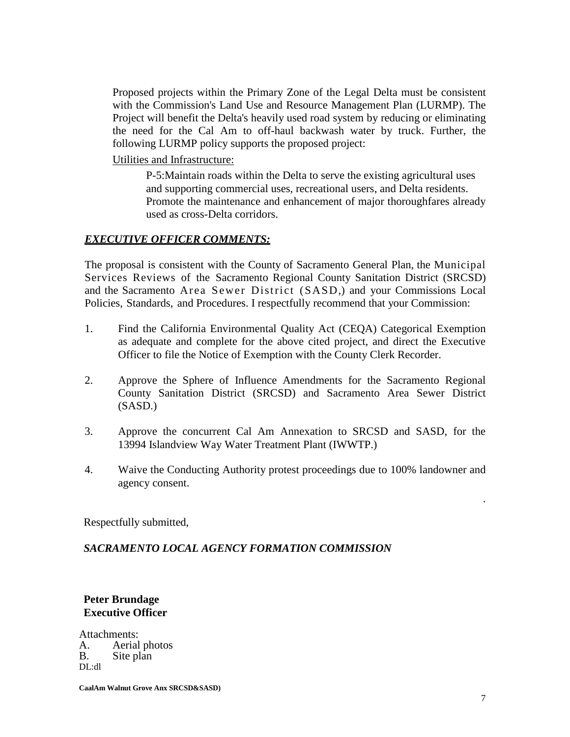Proposed projects within the Primary Zone of the Legal Delta must be consistent with the Commission's Land Use and Resource Management Plan (LURMP). The Project will benefit the Delta's heavily used road system by reducing or eliminating the need for the Cal Am to off-haul backwash water by truck. Further, the following LURMP policy supports the proposed project:

Utilities and Infrastructure:

> P-5:Maintain roads within the Delta to serve the existing agricultural uses and supporting commercial uses, recreational users, and Delta residents. Promote the maintenance and enhancement of major thoroughfares already used as cross-Delta corridors.

***EXECUTIVE OFFICER COMMENTS:***

The proposal is consistent with the County of Sacramento General Plan, the Municipal Services Reviews of the Sacramento Regional County Sanitation District (SRCSD) and the Sacramento Area Sewer District (SASD,) and your Commissions Local Policies, Standards, and Procedures. I respectfully recommend that your Commission:

1. Find the California Environmental Quality Act (CEQA) Categorical Exemption as adequate and complete for the above cited project, and direct the Executive Officer to file the Notice of Exemption with the County Clerk Recorder.

2. Approve the Sphere of Influence Amendments for the Sacramento Regional County Sanitation District (SRCSD) and Sacramento Area Sewer District (SASD.)

3. Approve the concurrent Cal Am Annexation to SRCSD and SASD, for the 13994 Islandview Way Water Treatment Plant (IWWTP.)

4. Waive the Conducting Authority protest proceedings due to 100% landowner and agency consent.

.

Respectfully submitted,

***SACRAMENTO LOCAL AGENCY FORMATION COMMISSION***

**Peter Brundage**
**Executive Officer**

Attachments:
A. Aerial photos
B. Site plan
DL:dl

**CaalAm Walnut Grove Anx SRCSD&SASD)**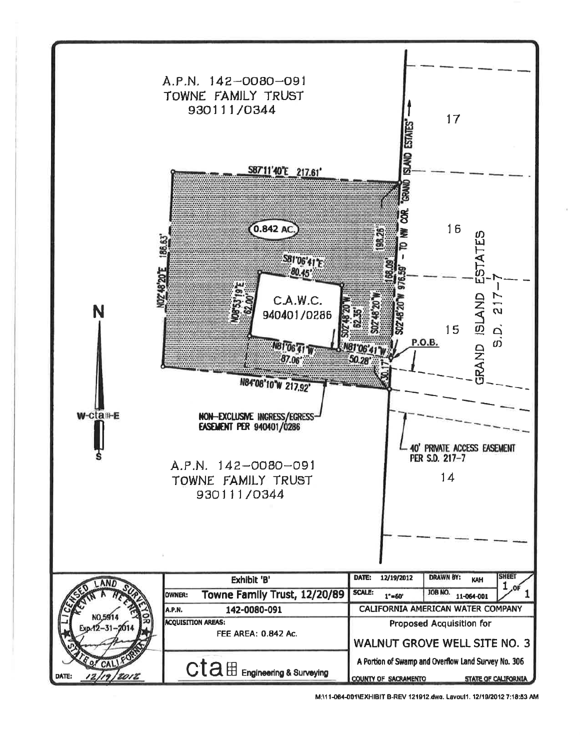A.P.N. 142-0080-091
TOWNE FAMILY TRUST
930111/0344

S87°11'40"E 217.61'

0.842 AC.

N02°48'20"E 186.63'

S81°06'41"E 80.45'

N08°53'19"E 62.00'

C.A.W.C.
940401/0286

S02°48'20"W 62.35'

S02°48'20"W 168.09'

198.26'

S02°48'20"W 976.59' - TO NW COR. "GRAND ISLAND ESTATES"

N81°06'41"W 87.06'

N81°06'41"W 50.28'

30.17'

P.O.B.

N84°08'10"W 217.92'

NON-EXCLUSIVE INGRESS/EGRESS EASEMENT PER 940401/0286

40' PRIVATE ACCESS EASEMENT PER S.D. 217-7

17

16

15

14

GRAND ISLAND ESTATES
S.D. 217-7

N

W-cta-E

S

A.P.N. 142-0080-091
TOWNE FAMILY TRUST
930111/0344

| | | | | |
|---|---|---|---|---|
| LICENSED LAND SURVEYOR KEVIN A HEENEY NO.5914 Exp.12-31-2014 STATE OF CALIFORNIA | Exhibit 'B' | DATE: 12/19/2012 | DRAWN BY: KAH | SHEET 1 OF 1 |
| | OWNER: Towne Family Trust, 12/20/89 | SCALE: 1"=60' | JOB NO. 11-064-001 | |
| | A.P.N. 142-0080-091 | CALIFORNIA AMERICAN WATER COMPANY | | |
| | ACQUISITION AREAS: FEE AREA: 0.842 Ac. | Proposed Acquisition for WALNUT GROVE WELL SITE NO. 3 | | |
| DATE: 12/19/2012 | cta Engineering & Surveying | A Portion of Swamp and Overflow Land Survey No. 306 COUNTY OF SACRAMENTO STATE OF CALIFORNIA | | |

M:\11-064-001\EXHIBIT B-REV 121912.dwg, Layout1, 12/19/2012 7:18:53 AM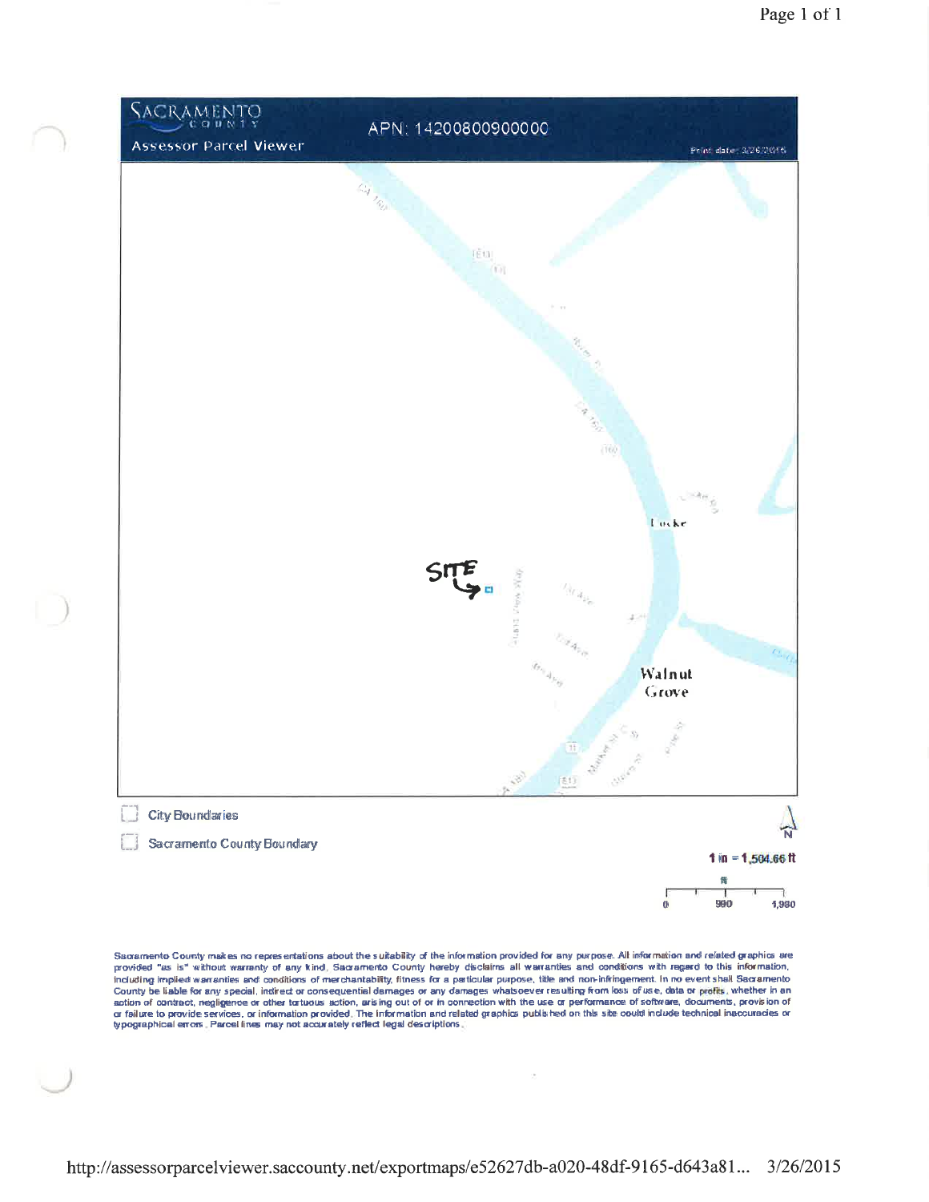# SACRAMENTO COUNTY

Assessor Parcel Viewer

APN: 14200800900000

Print date: 3/26/2015

CA 160

(E13)

(160)

CA 160

(160)

Locke

SITE

Walnut Grove

(E13)

City Boundaries

Sacramento County Boundary

N

1 in = 1,504.66 ft

ft

0 990 1,980

Sacramento County makes no representations about the suitability of the information provided for any purpose. All information and related graphics are provided "as is" without warranty of any kind. Sacramento County hereby disclaims all warranties and conditions with regard to this information, including implied warranties and conditions of merchantability, fitness for a particular purpose, title and non-infringement. In no event shall Sacramento County be liable for any special, indirect or consequential damages or any damages whatsoever resulting from loss of use, data or profits, whether in an action of contract, negligence or other tortuous action, arising out of or in connection with the use or performance of software, documents, provision of or failure to provide services, or information provided. The information and related graphics published on this site could include technical inaccuracies or typographical errors. Parcel lines may not accurately reflect legal descriptions.

http://assessorparcelviewer.saccounty.net/exportmaps/e52627db-a020-48df-9165-d643a81... 3/26/2015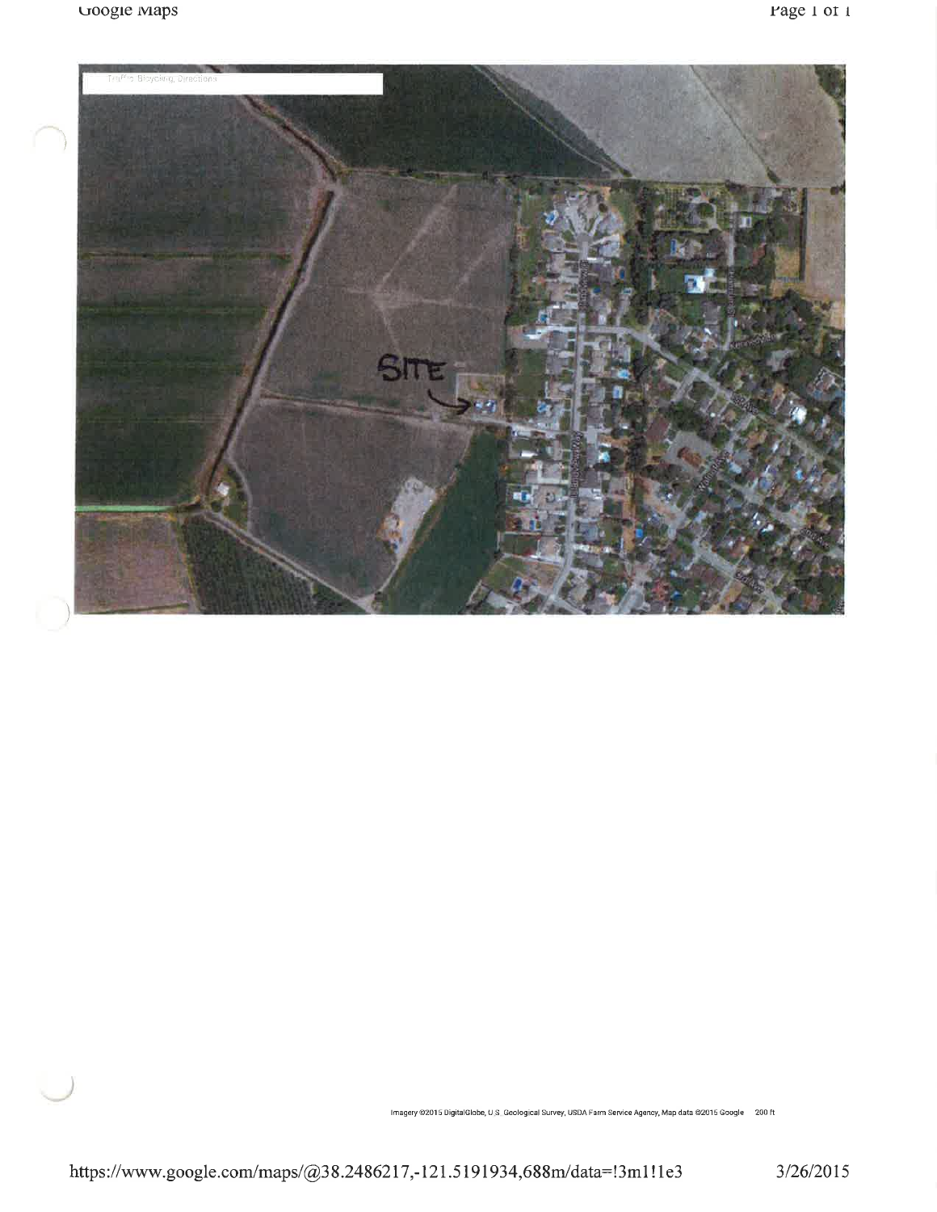SITE

Imagery ©2015 DigitalGlobe, U.S. Geological Survey, USDA Farm Service Agency, Map data ©2015 Google 200 ft

https://www.google.com/maps/@38.2486217,-121.5191934,688m/data=!3m1!1e3

3/26/2015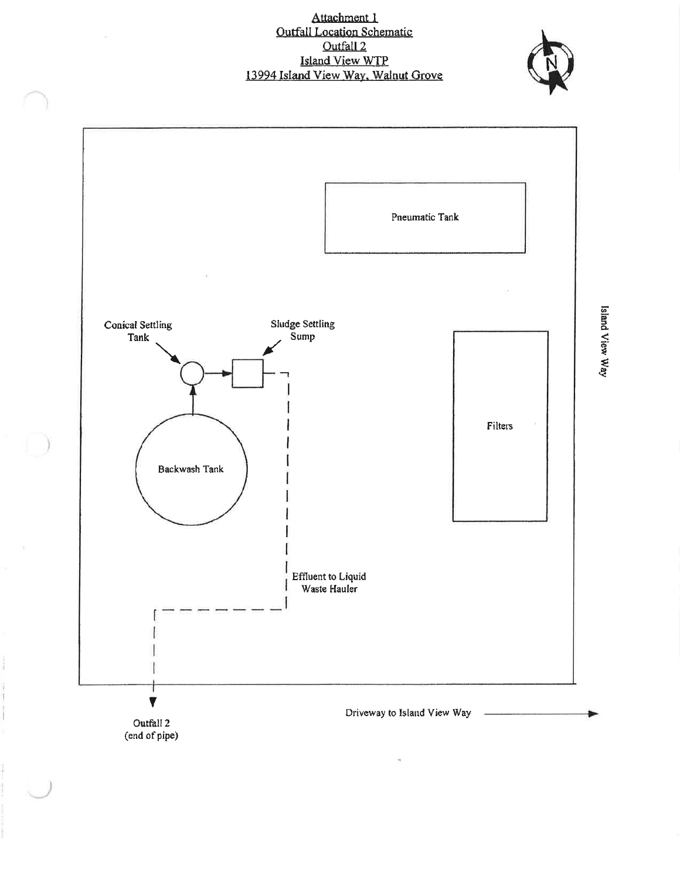Attachment 1

Outfall Location Schematic

Outfall 2

Island View WTP

13994 Island View Way, Walnut Grove

N

Pneumatic Tank

Conical Settling Tank

Sludge Settling Sump

Filters

Backwash Tank

Effluent to Liquid Waste Hauler

Island View Way

Outfall 2 (end of pipe)

Driveway to Island View Way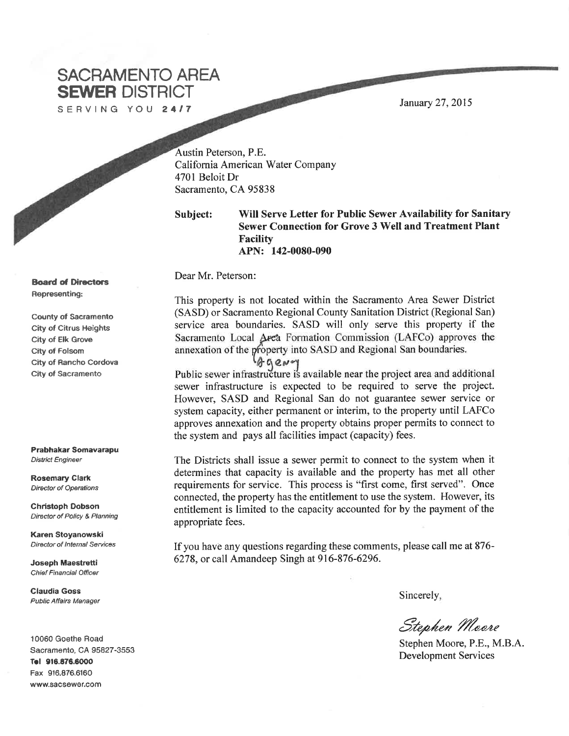# SACRAMENTO AREA **SEWER** DISTRICT

SERVING YOU **24/7**

January 27, 2015

Austin Peterson, P.E.
California American Water Company
4701 Beloit Dr
Sacramento, CA 95838

**Subject: Will Serve Letter for Public Sewer Availability for Sanitary Sewer Connection for Grove 3 Well and Treatment Plant Facility**
**APN: 142-0080-090**

Dear Mr. Peterson:

This property is not located within the Sacramento Area Sewer District (SASD) or Sacramento Regional County Sanitation District (Regional San) service area boundaries. SASD will only serve this property if the Sacramento Local Area Formation Commission (LAFCo) approves the annexation of the property into SASD and Regional San boundaries.

Agency

Public sewer infrastructure is available near the project area and additional sewer infrastructure is expected to be required to serve the project. However, SASD and Regional San do not guarantee sewer service or system capacity, either permanent or interim, to the property until LAFCo approves annexation and the property obtains proper permits to connect to the system and pays all facilities impact (capacity) fees.

The Districts shall issue a sewer permit to connect to the system when it determines that capacity is available and the property has met all other requirements for service. This process is "first come, first served". Once connected, the property has the entitlement to use the system. However, its entitlement is limited to the capacity accounted for by the payment of the appropriate fees.

If you have any questions regarding these comments, please call me at 876-6278, or call Amandeep Singh at 916-876-6296.

Sincerely,

*Stephen Moore*

Stephen Moore, P.E., M.B.A.
Development Services

**Board of Directors**
Representing:

County of Sacramento
City of Citrus Heights
City of Elk Grove
City of Folsom
City of Rancho Cordova
City of Sacramento

**Prabhakar Somavarapu**
*District Engineer*

**Rosemary Clark**
*Director of Operations*

**Christoph Dobson**
*Director of Policy & Planning*

**Karen Stoyanowski**
*Director of Internal Services*

**Joseph Maestretti**
*Chief Financial Officer*

**Claudia Goss**
*Public Affairs Manager*

10060 Goethe Road
Sacramento, CA 95827-3553
**Tel 916.876.6000**
Fax 916.876.6160
www.sacsewer.com